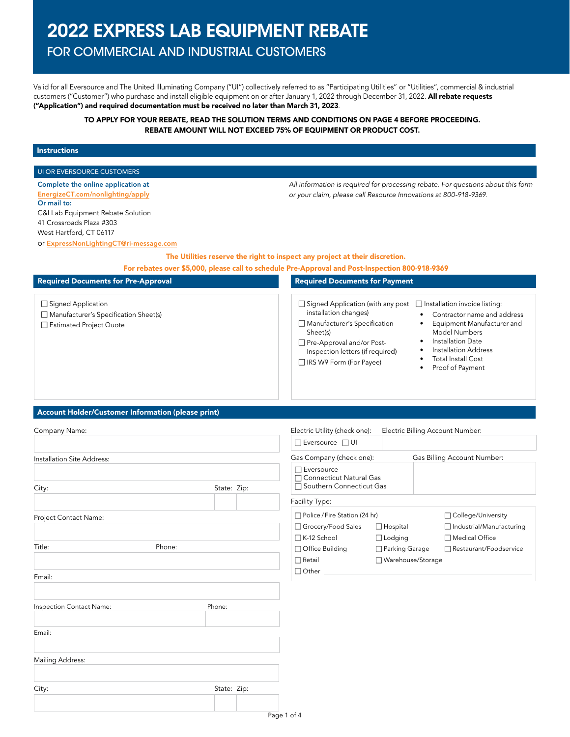# 2022 EXPRESS LAB EQUIPMENT REBATE

## FOR COMMERCIAL AND INDUSTRIAL CUSTOMERS

Valid for all Eversource and The United Illuminating Company ("UI") collectively referred to as "Participating Utilities" or "Utilities", commercial & industrial customers ("Customer") who purchase and install eligible equipment on or after January 1, 2022 through December 31, 2022. **All rebate requests ("Application") and required documentation must be received no later than March 31, 2023**.

**TO APPLY FOR YOUR REBATE, READ THE SOLUTION TERMS AND CONDITIONS ON PAGE 4 BEFORE PROCEEDING. REBATE AMOUNT WILL NOT EXCEED 75% OF EQUIPMENT OR PRODUCT COST.**

### Instructions

#### UI OR EVERSOURCE CUSTOMERS

**Complete the online application at EnergizeCT.com/nonlighting/apply**
**Or mail to:**
C&I Lab Equipment Rebate Solution
41 Crossroads Plaza #303
West Hartford, CT 06117
or **ExpressNonLightingCT@ri-message.com**

*All information is required for processing rebate. For questions about this form or your claim, please call Resource Innovations at 800-918-9369.*

**The Utilities reserve the right to inspect any project at their discretion.**

**For rebates over $5,000, please call to schedule Pre-Approval and Post-Inspection 800-918-9369**

### Required Documents for Pre-Approval

- ☐ Signed Application
- ☐ Manufacturer's Specification Sheet(s)
- ☐ Estimated Project Quote

### Required Documents for Payment

- ☐ Signed Application (with any post installation changes)
- ☐ Manufacturer's Specification Sheet(s)
- ☐ Pre-Approval and/or Post-Inspection letters (if required)
- ☐ IRS W9 Form (For Payee)
- ☐ Installation invoice listing:
  - Contractor name and address
  - Equipment Manufacturer and Model Numbers
  - Installation Date
  - Installation Address
  - Total Install Cost
  - Proof of Payment

### Account Holder/Customer Information (please print)

Company Name:

Installation Site Address:

City: State: Zip:

Project Contact Name:

Title: Phone:

Email:

Inspection Contact Name: Phone:

Email:

Mailing Address:

City: State: Zip:

Electric Utility (check one): ☐ Eversource ☐ UI

Electric Billing Account Number:

Gas Company (check one):
- ☐ Eversource
- ☐ Connecticut Natural Gas
- ☐ Southern Connecticut Gas

Gas Billing Account Number:

Facility Type:

| | | |
|---|---|---|
| ☐ Police / Fire Station (24 hr) | | ☐ College/University |
| ☐ Grocery/Food Sales | ☐ Hospital | ☐ Industrial/Manufacturing |
| ☐ K-12 School | ☐ Lodging | ☐ Medical Office |
| ☐ Office Building | ☐ Parking Garage | ☐ Restaurant/Foodservice |
| ☐ Retail | ☐ Warehouse/Storage | |
| ☐ Other ______ | | |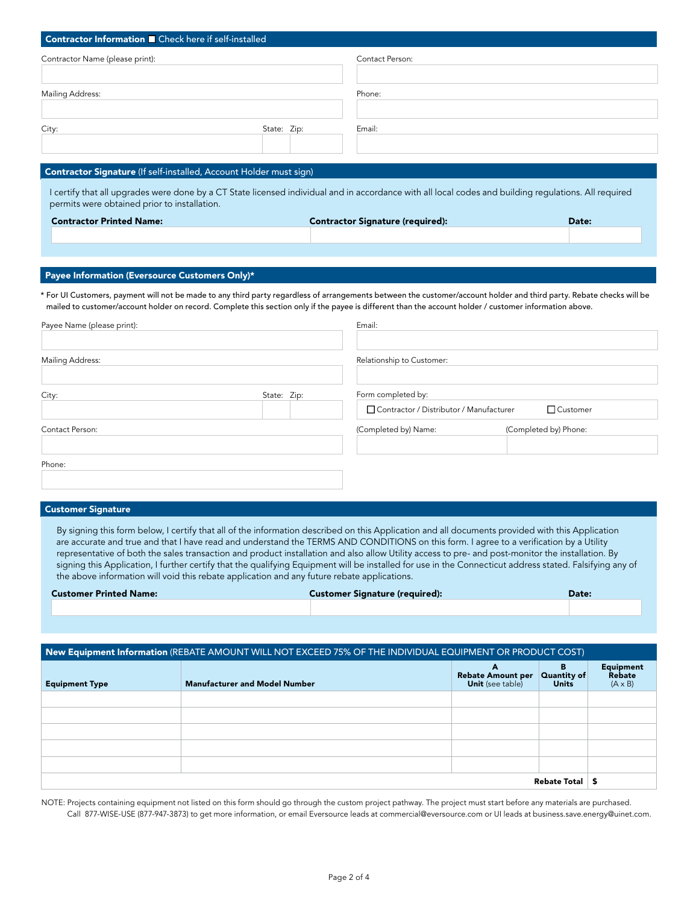## Contractor Information ☐ Check here if self-installed

| Contractor Name (please print): | Contact Person: |
|---|---|
| | |
| **Mailing Address:** | **Phone:** |
| | |
| **City:** State: Zip: | **Email:** |
| | |

## Contractor Signature (If self-installed, Account Holder must sign)

I certify that all upgrades were done by a CT State licensed individual and in accordance with all local codes and building regulations. All required permits were obtained prior to installation.

| Contractor Printed Name: | Contractor Signature (required): | Date: |
|---|---|---|
| | | |

## Payee Information (Eversource Customers Only)*

* For UI Customers, payment will not be made to any third party regardless of arrangements between the customer/account holder and third party. Rebate checks will be mailed to customer/account holder on record. Complete this section only if the payee is different than the account holder / customer information above.

| Payee Name (please print): | Email: |
|---|---|
| | |
| **Mailing Address:** | **Relationship to Customer:** |
| | |
| **City:** State: Zip: | **Form completed by:** ☐ Contractor / Distributor / Manufacturer ☐ Customer |
| **Contact Person:** | **(Completed by) Name:** (Completed by) Phone: |
| | |
| **Phone:** | |
| | |

## Customer Signature

By signing this form below, I certify that all of the information described on this Application and all documents provided with this Application are accurate and true and that I have read and understand the TERMS AND CONDITIONS on this form. I agree to a verification by a Utility representative of both the sales transaction and product installation and also allow Utility access to pre- and post-monitor the installation. By signing this Application, I further certify that the qualifying Equipment will be installed for use in the Connecticut address stated. Falsifying any of the above information will void this rebate application and any future rebate applications.

| Customer Printed Name: | Customer Signature (required): | Date: |
|---|---|---|
| | | |

## New Equipment Information (REBATE AMOUNT WILL NOT EXCEED 75% OF THE INDIVIDUAL EQUIPMENT OR PRODUCT COST)

| Equipment Type | Manufacturer and Model Number | A Rebate Amount per Unit (see table) | B Quantity of Units | Equipment Rebate (A x B) |
|---|---|---|---|---|
| | | | | |
| | | | | |
| | | | | |
| | | | | |
| | | | | |
| | | | **Rebate Total** | $ |

NOTE: Projects containing equipment not listed on this form should go through the custom project pathway. The project must start before any materials are purchased. Call 877-WISE-USE (877-947-3873) to get more information, or email Eversource leads at commercial@eversource.com or UI leads at business.save.energy@uinet.com.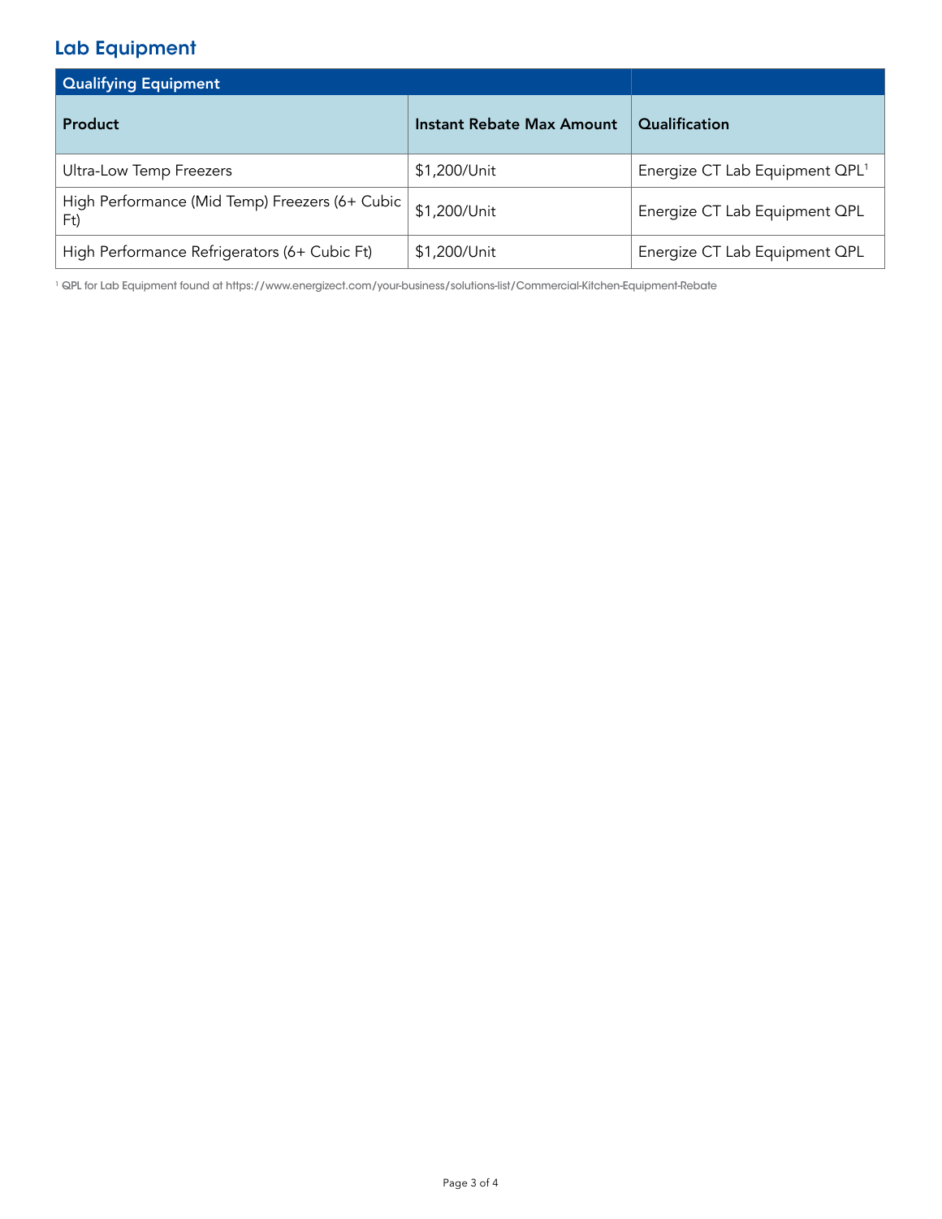## Lab Equipment

| Qualifying Equipment | | |
|---|---|---|
| **Product** | **Instant Rebate Max Amount** | **Qualification** |
| Ultra-Low Temp Freezers | $1,200/Unit | Energize CT Lab Equipment QPL[1] |
| High Performance (Mid Temp) Freezers (6+ Cubic Ft) | $1,200/Unit | Energize CT Lab Equipment QPL |
| High Performance Refrigerators (6+ Cubic Ft) | $1,200/Unit | Energize CT Lab Equipment QPL |

[1] QPL for Lab Equipment found at https://www.energizect.com/your-business/solutions-list/Commercial-Kitchen-Equipment-Rebate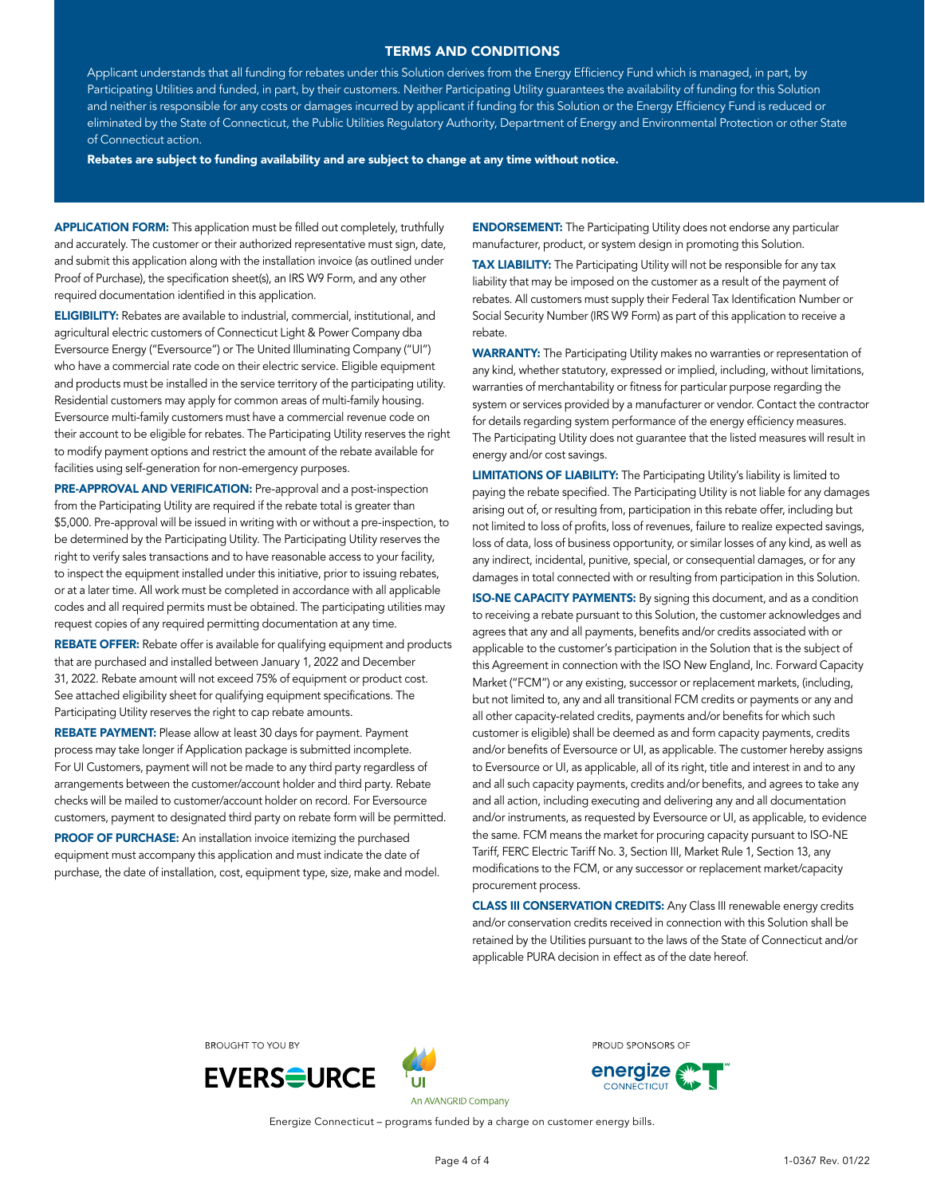## TERMS AND CONDITIONS

Applicant understands that all funding for rebates under this Solution derives from the Energy Efficiency Fund which is managed, in part, by Participating Utilities and funded, in part, by their customers. Neither Participating Utility guarantees the availability of funding for this Solution and neither is responsible for any costs or damages incurred by applicant if funding for this Solution or the Energy Efficiency Fund is reduced or eliminated by the State of Connecticut, the Public Utilities Regulatory Authority, Department of Energy and Environmental Protection or other State of Connecticut action.

**Rebates are subject to funding availability and are subject to change at any time without notice.**

**APPLICATION FORM:** This application must be filled out completely, truthfully and accurately. The customer or their authorized representative must sign, date, and submit this application along with the installation invoice (as outlined under Proof of Purchase), the specification sheet(s), an IRS W9 Form, and any other required documentation identified in this application.

**ELIGIBILITY:** Rebates are available to industrial, commercial, institutional, and agricultural electric customers of Connecticut Light & Power Company dba Eversource Energy ("Eversource") or The United Illuminating Company ("UI") who have a commercial rate code on their electric service. Eligible equipment and products must be installed in the service territory of the participating utility. Residential customers may apply for common areas of multi-family housing. Eversource multi-family customers must have a commercial revenue code on their account to be eligible for rebates. The Participating Utility reserves the right to modify payment options and restrict the amount of the rebate available for facilities using self-generation for non-emergency purposes.

**PRE-APPROVAL AND VERIFICATION:** Pre-approval and a post-inspection from the Participating Utility are required if the rebate total is greater than $5,000. Pre-approval will be issued in writing with or without a pre-inspection, to be determined by the Participating Utility. The Participating Utility reserves the right to verify sales transactions and to have reasonable access to your facility, to inspect the equipment installed under this initiative, prior to issuing rebates, or at a later time. All work must be completed in accordance with all applicable codes and all required permits must be obtained. The participating utilities may request copies of any required permitting documentation at any time.

**REBATE OFFER:** Rebate offer is available for qualifying equipment and products that are purchased and installed between January 1, 2022 and December 31, 2022. Rebate amount will not exceed 75% of equipment or product cost. See attached eligibility sheet for qualifying equipment specifications. The Participating Utility reserves the right to cap rebate amounts.

**REBATE PAYMENT:** Please allow at least 30 days for payment. Payment process may take longer if Application package is submitted incomplete. For UI Customers, payment will not be made to any third party regardless of arrangements between the customer/account holder and third party. Rebate checks will be mailed to customer/account holder on record. For Eversource customers, payment to designated third party on rebate form will be permitted.

**PROOF OF PURCHASE:** An installation invoice itemizing the purchased equipment must accompany this application and must indicate the date of purchase, the date of installation, cost, equipment type, size, make and model.

**ENDORSEMENT:** The Participating Utility does not endorse any particular manufacturer, product, or system design in promoting this Solution.

**TAX LIABILITY:** The Participating Utility will not be responsible for any tax liability that may be imposed on the customer as a result of the payment of rebates. All customers must supply their Federal Tax Identification Number or Social Security Number (IRS W9 Form) as part of this application to receive a rebate.

**WARRANTY:** The Participating Utility makes no warranties or representation of any kind, whether statutory, expressed or implied, including, without limitations, warranties of merchantability or fitness for particular purpose regarding the system or services provided by a manufacturer or vendor. Contact the contractor for details regarding system performance of the energy efficiency measures. The Participating Utility does not guarantee that the listed measures will result in energy and/or cost savings.

**LIMITATIONS OF LIABILITY:** The Participating Utility's liability is limited to paying the rebate specified. The Participating Utility is not liable for any damages arising out of, or resulting from, participation in this rebate offer, including but not limited to loss of profits, loss of revenues, failure to realize expected savings, loss of data, loss of business opportunity, or similar losses of any kind, as well as any indirect, incidental, punitive, special, or consequential damages, or for any damages in total connected with or resulting from participation in this Solution.

**ISO-NE CAPACITY PAYMENTS:** By signing this document, and as a condition to receiving a rebate pursuant to this Solution, the customer acknowledges and agrees that any and all payments, benefits and/or credits associated with or applicable to the customer's participation in the Solution that is the subject of this Agreement in connection with the ISO New England, Inc. Forward Capacity Market ("FCM") or any existing, successor or replacement markets, (including, but not limited to, any and all transitional FCM credits or payments or any and all other capacity-related credits, payments and/or benefits for which such customer is eligible) shall be deemed as and form capacity payments, credits and/or benefits of Eversource or UI, as applicable. The customer hereby assigns to Eversource or UI, as applicable, all of its right, title and interest in and to any and all such capacity payments, credits and/or benefits, and agrees to take any and all action, including executing and delivering any and all documentation and/or instruments, as requested by Eversource or UI, as applicable, to evidence the same. FCM means the market for procuring capacity pursuant to ISO-NE Tariff, FERC Electric Tariff No. 3, Section III, Market Rule 1, Section 13, any modifications to the FCM, or any successor or replacement market/capacity procurement process.

**CLASS III CONSERVATION CREDITS:** Any Class III renewable energy credits and/or conservation credits received in connection with this Solution shall be retained by the Utilities pursuant to the laws of the State of Connecticut and/or applicable PURA decision in effect as of the date hereof.

BROUGHT TO YOU BY

EVERSOURCE

UI
An AVANGRID Company

PROUD SPONSORS OF

energize CONNECTICUT

Energize Connecticut – programs funded by a charge on customer energy bills.

1-0367 Rev. 01/22